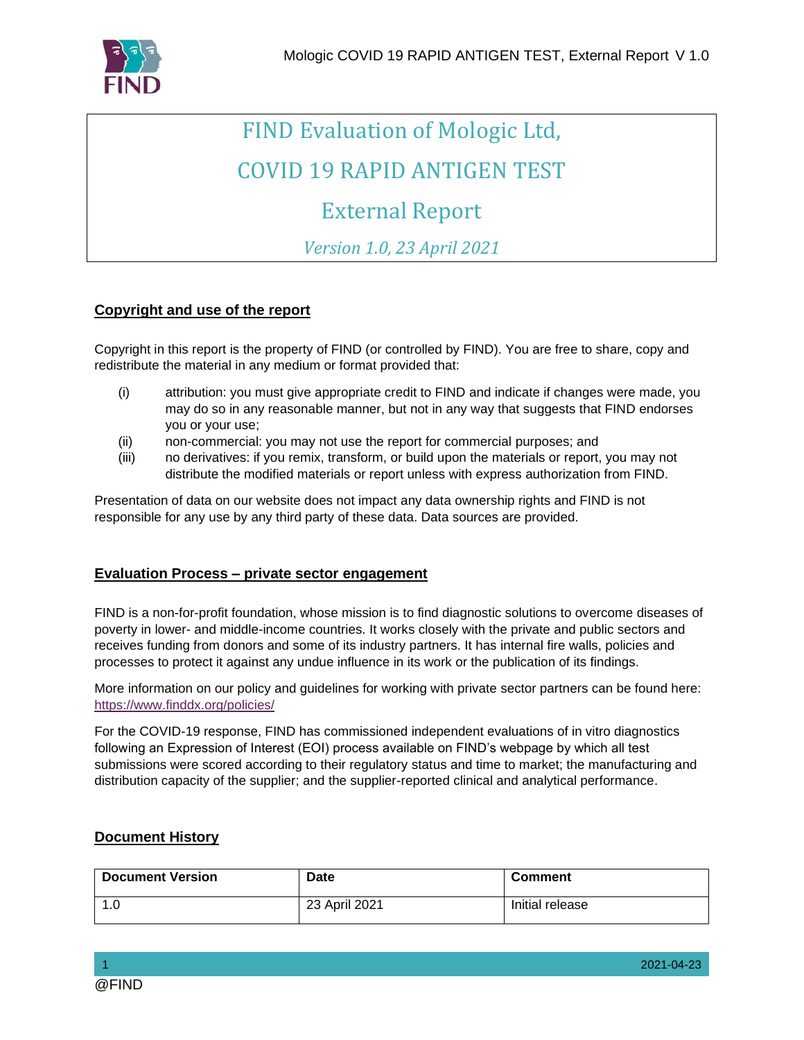# FIND Evaluation of Mologic Ltd,

# COVID 19 RAPID ANTIGEN TEST

# External Report

*Version 1.0, 23 April 2021*

## Copyright and use of the report

Copyright in this report is the property of FIND (or controlled by FIND). You are free to share, copy and redistribute the material in any medium or format provided that:

(i) attribution: you must give appropriate credit to FIND and indicate if changes were made, you may do so in any reasonable manner, but not in any way that suggests that FIND endorses you or your use;

(ii) non-commercial: you may not use the report for commercial purposes; and

(iii) no derivatives: if you remix, transform, or build upon the materials or report, you may not distribute the modified materials or report unless with express authorization from FIND.

Presentation of data on our website does not impact any data ownership rights and FIND is not responsible for any use by any third party of these data. Data sources are provided.

## Evaluation Process – private sector engagement

FIND is a non-for-profit foundation, whose mission is to find diagnostic solutions to overcome diseases of poverty in lower- and middle-income countries. It works closely with the private and public sectors and receives funding from donors and some of its industry partners. It has internal fire walls, policies and processes to protect it against any undue influence in its work or the publication of its findings.

More information on our policy and guidelines for working with private sector partners can be found here: https://www.finddx.org/policies/

For the COVID-19 response, FIND has commissioned independent evaluations of in vitro diagnostics following an Expression of Interest (EOI) process available on FIND's webpage by which all test submissions were scored according to their regulatory status and time to market; the manufacturing and distribution capacity of the supplier; and the supplier-reported clinical and analytical performance.

## Document History

| Document Version | Date | Comment |
| --- | --- | --- |
| 1.0 | 23 April 2021 | Initial release |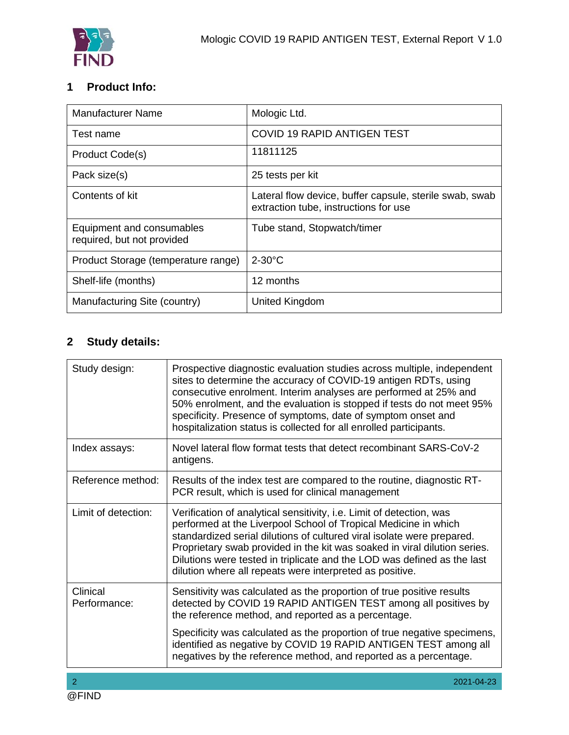## 1 Product Info:

| Manufacturer Name | Mologic Ltd. |
|---|---|
| Test name | COVID 19 RAPID ANTIGEN TEST |
| Product Code(s) | 11811125 |
| Pack size(s) | 25 tests per kit |
| Contents of kit | Lateral flow device, buffer capsule, sterile swab, swab extraction tube, instructions for use |
| Equipment and consumables required, but not provided | Tube stand, Stopwatch/timer |
| Product Storage (temperature range) | 2-30°C |
| Shelf-life (months) | 12 months |
| Manufacturing Site (country) | United Kingdom |

## 2 Study details:

| Study design: | Prospective diagnostic evaluation studies across multiple, independent sites to determine the accuracy of COVID-19 antigen RDTs, using consecutive enrolment. Interim analyses are performed at 25% and 50% enrolment, and the evaluation is stopped if tests do not meet 95% specificity. Presence of symptoms, date of symptom onset and hospitalization status is collected for all enrolled participants. |
|---|---|
| Index assays: | Novel lateral flow format tests that detect recombinant SARS-CoV-2 antigens. |
| Reference method: | Results of the index test are compared to the routine, diagnostic RT-PCR result, which is used for clinical management |
| Limit of detection: | Verification of analytical sensitivity, i.e. Limit of detection, was performed at the Liverpool School of Tropical Medicine in which standardized serial dilutions of cultured viral isolate were prepared. Proprietary swab provided in the kit was soaked in viral dilution series. Dilutions were tested in triplicate and the LOD was defined as the last dilution where all repeats were interpreted as positive. |
| Clinical Performance: | Sensitivity was calculated as the proportion of true positive results detected by COVID 19 RAPID ANTIGEN TEST among all positives by the reference method, and reported as a percentage.<br><br>Specificity was calculated as the proportion of true negative specimens, identified as negative by COVID 19 RAPID ANTIGEN TEST among all negatives by the reference method, and reported as a percentage. |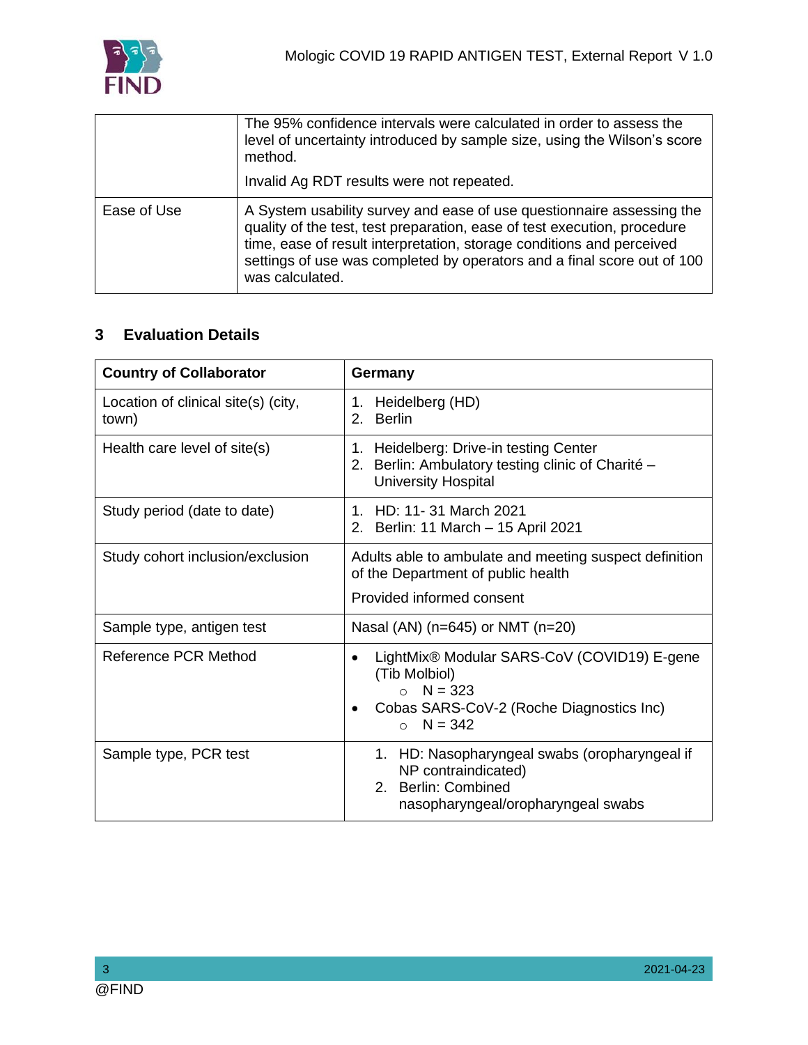| | |
|---|---|
| | The 95% confidence intervals were calculated in order to assess the level of uncertainty introduced by sample size, using the Wilson's score method.<br><br>Invalid Ag RDT results were not repeated. |
| Ease of Use | A System usability survey and ease of use questionnaire assessing the quality of the test, test preparation, ease of test execution, procedure time, ease of result interpretation, storage conditions and perceived settings of use was completed by operators and a final score out of 100 was calculated. |

## 3 Evaluation Details

| **Country of Collaborator** | **Germany** |
|---|---|
| Location of clinical site(s) (city, town) | 1. Heidelberg (HD)<br>2. Berlin |
| Health care level of site(s) | 1. Heidelberg: Drive-in testing Center<br>2. Berlin: Ambulatory testing clinic of Charité – University Hospital |
| Study period (date to date) | 1. HD: 11- 31 March 2021<br>2. Berlin: 11 March – 15 April 2021 |
| Study cohort inclusion/exclusion | Adults able to ambulate and meeting suspect definition of the Department of public health<br><br>Provided informed consent |
| Sample type, antigen test | Nasal (AN) (n=645) or NMT (n=20) |
| Reference PCR Method | • LightMix® Modular SARS-CoV (COVID19) E-gene (Tib Molbiol)<br>  ○ N = 323<br>• Cobas SARS-CoV-2 (Roche Diagnostics Inc)<br>  ○ N = 342 |
| Sample type, PCR test | 1. HD: Nasopharyngeal swabs (oropharyngeal if NP contraindicated)<br>2. Berlin: Combined nasopharyngeal/oropharyngeal swabs |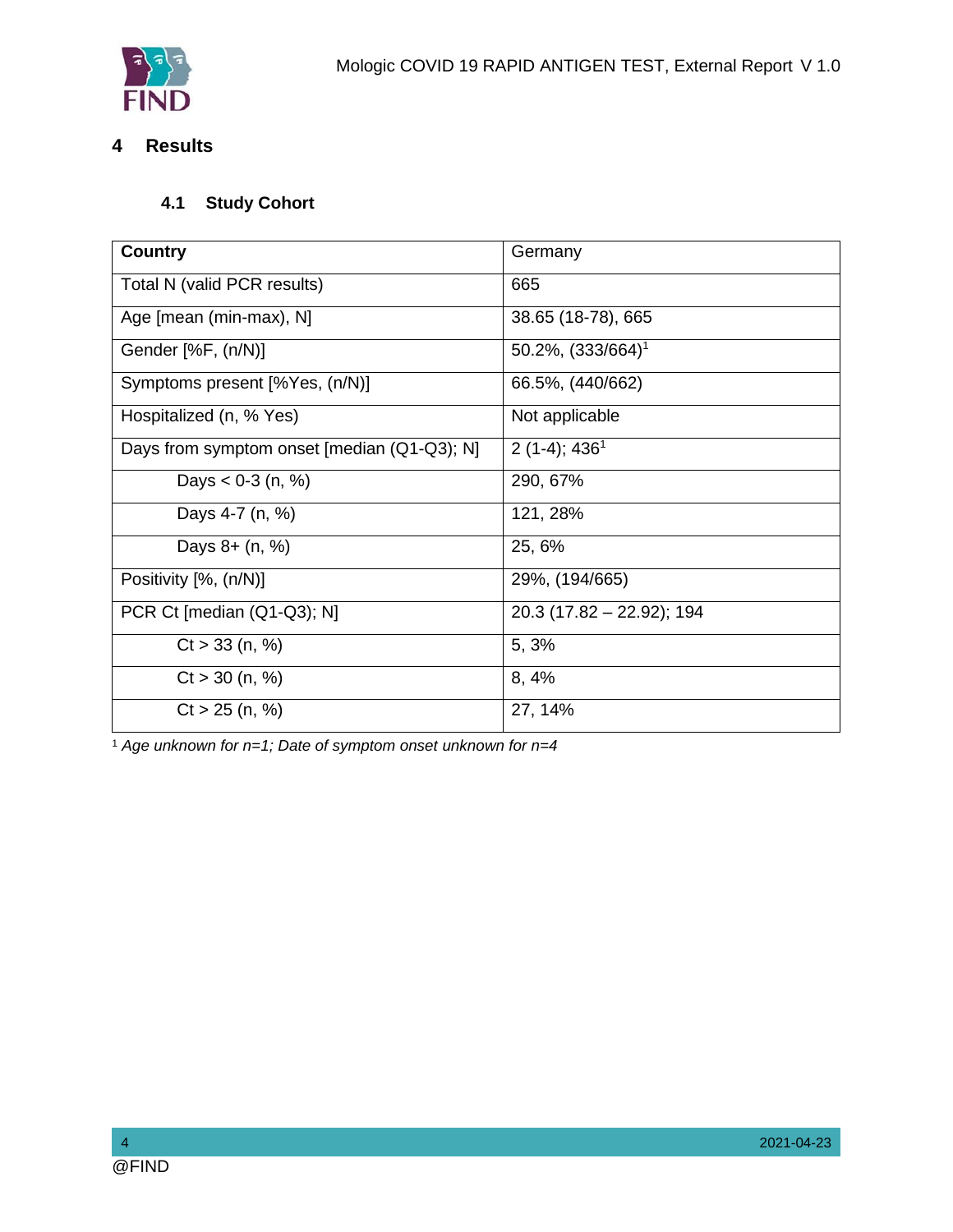# 4 Results

## 4.1 Study Cohort

| Country | Germany |
|---|---|
| Total N (valid PCR results) | 665 |
| Age [mean (min-max), N] | 38.65 (18-78), 665 |
| Gender [%F, (n/N)] | 50.2%, (333/664)[1] |
| Symptoms present [%Yes, (n/N)] | 66.5%, (440/662) |
| Hospitalized (n, % Yes) | Not applicable |
| Days from symptom onset [median (Q1-Q3); N] | 2 (1-4); 436[1] |
| Days < 0-3 (n, %) | 290, 67% |
| Days 4-7 (n, %) | 121, 28% |
| Days 8+ (n, %) | 25, 6% |
| Positivity [%, (n/N)] | 29%, (194/665) |
| PCR Ct [median (Q1-Q3); N] | 20.3 (17.82 – 22.92); 194 |
| Ct > 33 (n, %) | 5, 3% |
| Ct > 30 (n, %) | 8, 4% |
| Ct > 25 (n, %) | 27, 14% |

[1] *Age unknown for n=1; Date of symptom onset unknown for n=4*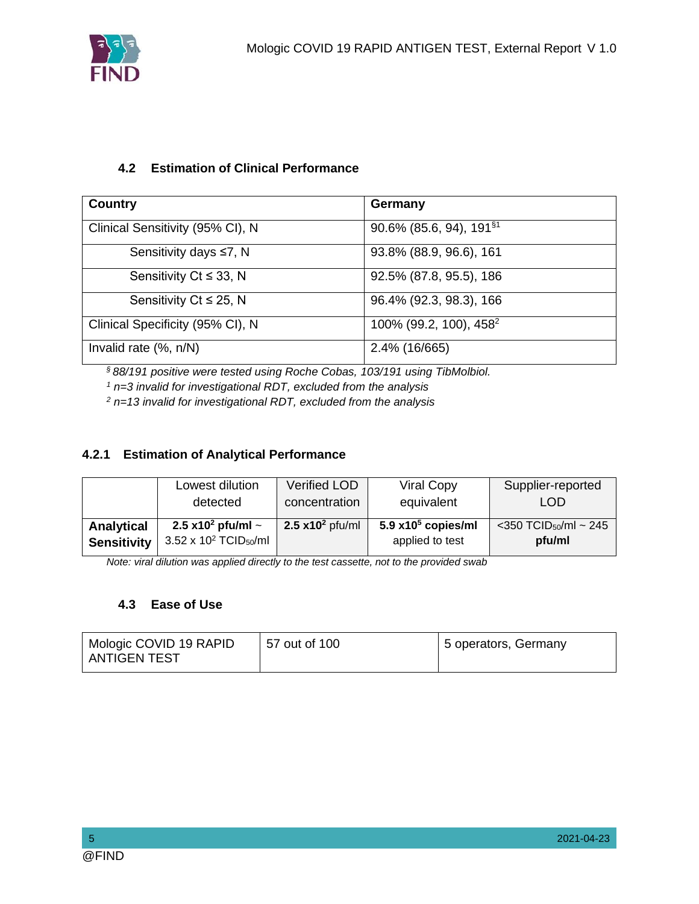### 4.2 Estimation of Clinical Performance

| Country | Germany |
|---|---|
| Clinical Sensitivity (95% CI), N | 90.6% (85.6, 94), 191[§1] |
| Sensitivity days ≤7, N | 93.8% (88.9, 96.6), 161 |
| Sensitivity Ct ≤ 33, N | 92.5% (87.8, 95.5), 186 |
| Sensitivity Ct ≤ 25, N | 96.4% (92.3, 98.3), 166 |
| Clinical Specificity (95% CI), N | 100% (99.2, 100), 458[2] |
| Invalid rate (%, n/N) | 2.4% (16/665) |

*[§] 88/191 positive were tested using Roche Cobas, 103/191 using TibMolbiol.*
*[1] n=3 invalid for investigational RDT, excluded from the analysis*
*[2] n=13 invalid for investigational RDT, excluded from the analysis*

### 4.2.1 Estimation of Analytical Performance

| | Lowest dilution detected | Verified LOD concentration | Viral Copy equivalent | Supplier-reported LOD |
|---|---|---|---|---|
| **Analytical Sensitivity** | **$2.5 \times 10^2$ pfu/ml** ~ $3.52 \times 10^2$ $TCID_{50}$/ml | **$2.5 \times 10^2$** pfu/ml | **$5.9 \times 10^5$ copies/ml** applied to test | <350 $TCID_{50}$/ml ~ 245 **pfu/ml** |

*Note: viral dilution was applied directly to the test cassette, not to the provided swab*

### 4.3 Ease of Use

| | | |
|---|---|---|
| Mologic COVID 19 RAPID ANTIGEN TEST | 57 out of 100 | 5 operators, Germany |